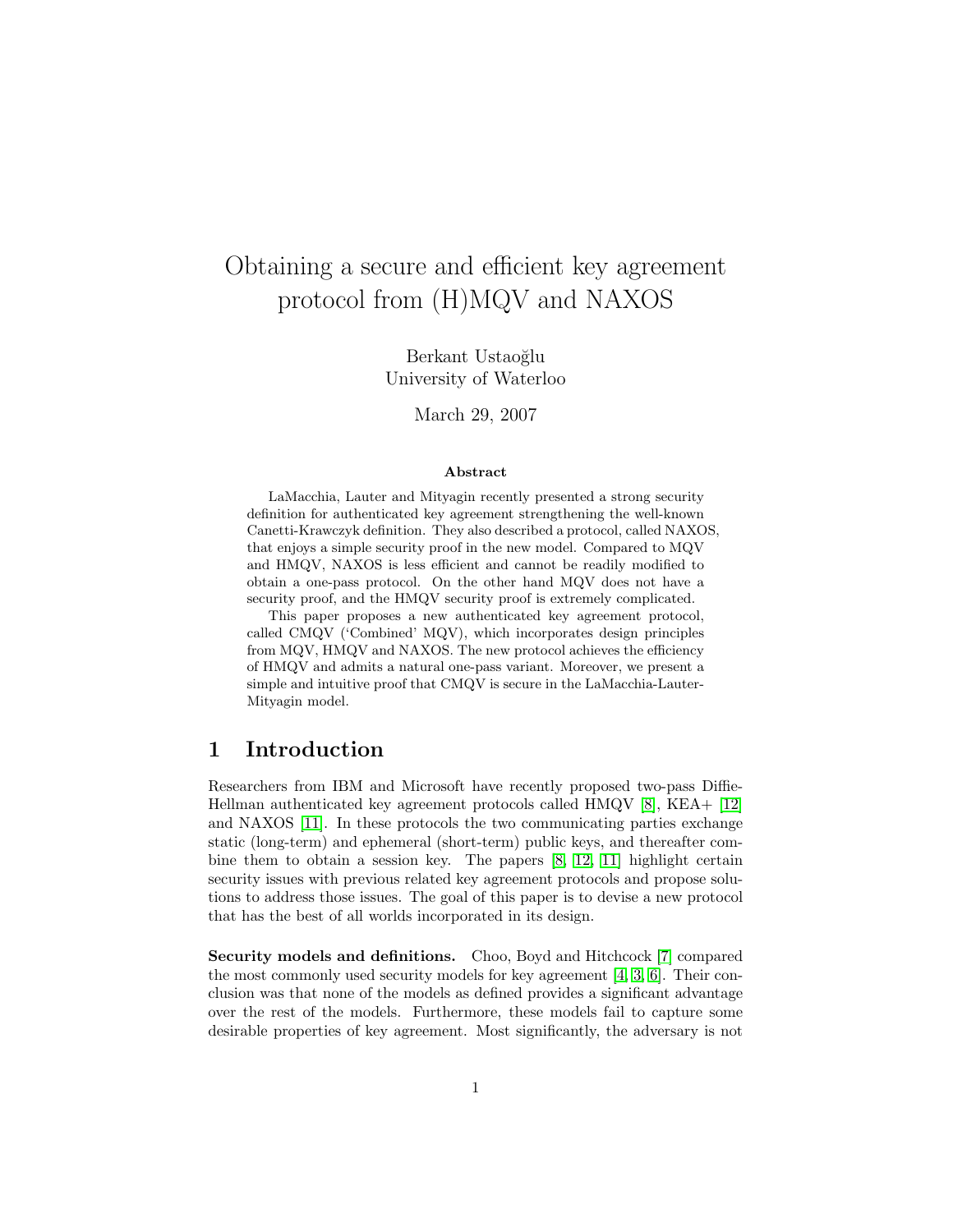# Obtaining a secure and efficient key agreement protocol from (H)MQV and NAXOS

Berkant Ustaoğlu
University of Waterloo

March 29, 2007

**Abstract**

LaMacchia, Lauter and Mityagin recently presented a strong security definition for authenticated key agreement strengthening the well-known Canetti-Krawczyk definition. They also described a protocol, called NAXOS, that enjoys a simple security proof in the new model. Compared to MQV and HMQV, NAXOS is less efficient and cannot be readily modified to obtain a one-pass protocol. On the other hand MQV does not have a security proof, and the HMQV security proof is extremely complicated.

This paper proposes a new authenticated key agreement protocol, called CMQV ('Combined' MQV), which incorporates design principles from MQV, HMQV and NAXOS. The new protocol achieves the efficiency of HMQV and admits a natural one-pass variant. Moreover, we present a simple and intuitive proof that CMQV is secure in the LaMacchia-Lauter-Mityagin model.

## 1 Introduction

Researchers from IBM and Microsoft have recently proposed two-pass Diffie-Hellman authenticated key agreement protocols called HMQV [8], KEA+ [12] and NAXOS [11]. In these protocols the two communicating parties exchange static (long-term) and ephemeral (short-term) public keys, and thereafter combine them to obtain a session key. The papers [8, 12, 11] highlight certain security issues with previous related key agreement protocols and propose solutions to address those issues. The goal of this paper is to devise a new protocol that has the best of all worlds incorporated in its design.

**Security models and definitions.** Choo, Boyd and Hitchcock [7] compared the most commonly used security models for key agreement [4, 3, 6]. Their conclusion was that none of the models as defined provides a significant advantage over the rest of the models. Furthermore, these models fail to capture some desirable properties of key agreement. Most significantly, the adversary is not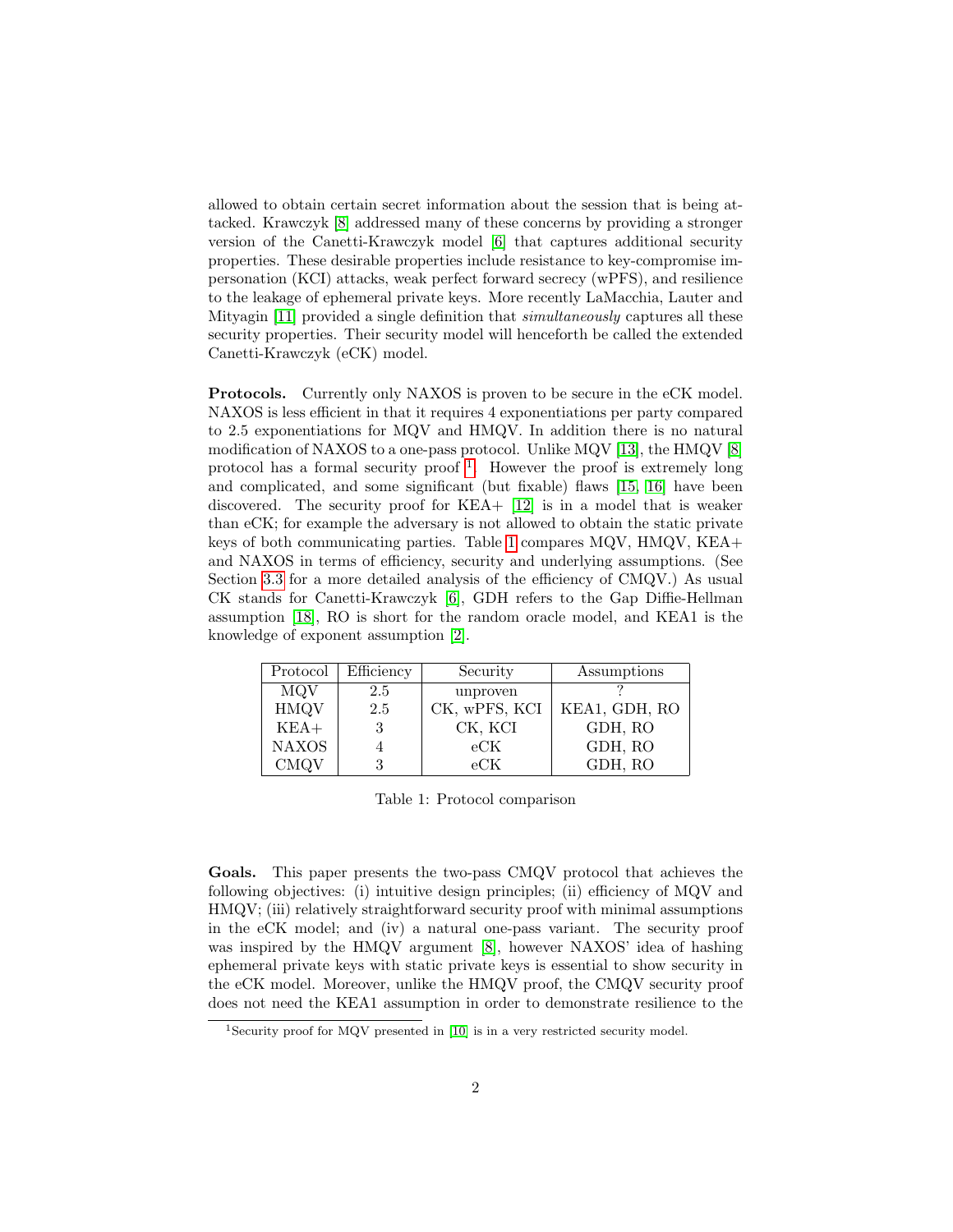allowed to obtain certain secret information about the session that is being attacked. Krawczyk [8] addressed many of these concerns by providing a stronger version of the Canetti-Krawczyk model [6] that captures additional security properties. These desirable properties include resistance to key-compromise impersonation (KCI) attacks, weak perfect forward secrecy (wPFS), and resilience to the leakage of ephemeral private keys. More recently LaMacchia, Lauter and Mityagin [11] provided a single definition that *simultaneously* captures all these security properties. Their security model will henceforth be called the extended Canetti-Krawczyk (eCK) model.

**Protocols.** Currently only NAXOS is proven to be secure in the eCK model. NAXOS is less efficient in that it requires 4 exponentiations per party compared to 2.5 exponentiations for MQV and HMQV. In addition there is no natural modification of NAXOS to a one-pass protocol. Unlike MQV [13], the HMQV [8] protocol has a formal security proof [1]. However the proof is extremely long and complicated, and some significant (but fixable) flaws [15, 16] have been discovered. The security proof for KEA+ [12] is in a model that is weaker than eCK; for example the adversary is not allowed to obtain the static private keys of both communicating parties. Table 1 compares MQV, HMQV, KEA+ and NAXOS in terms of efficiency, security and underlying assumptions. (See Section 3.3 for a more detailed analysis of the efficiency of CMQV.) As usual CK stands for Canetti-Krawczyk [6], GDH refers to the Gap Diffie-Hellman assumption [18], RO is short for the random oracle model, and KEA1 is the knowledge of exponent assumption [2].

| Protocol | Efficiency | Security | Assumptions |
|---|---|---|---|
| MQV | 2.5 | unproven | ? |
| HMQV | 2.5 | CK, wPFS, KCI | KEA1, GDH, RO |
| KEA+ | 3 | CK, KCI | GDH, RO |
| NAXOS | 4 | eCK | GDH, RO |
| CMQV | 3 | eCK | GDH, RO |

Table 1: Protocol comparison

**Goals.** This paper presents the two-pass CMQV protocol that achieves the following objectives: (i) intuitive design principles; (ii) efficiency of MQV and HMQV; (iii) relatively straightforward security proof with minimal assumptions in the eCK model; and (iv) a natural one-pass variant. The security proof was inspired by the HMQV argument [8], however NAXOS' idea of hashing ephemeral private keys with static private keys is essential to show security in the eCK model. Moreover, unlike the HMQV proof, the CMQV security proof does not need the KEA1 assumption in order to demonstrate resilience to the

[1] Security proof for MQV presented in [10] is in a very restricted security model.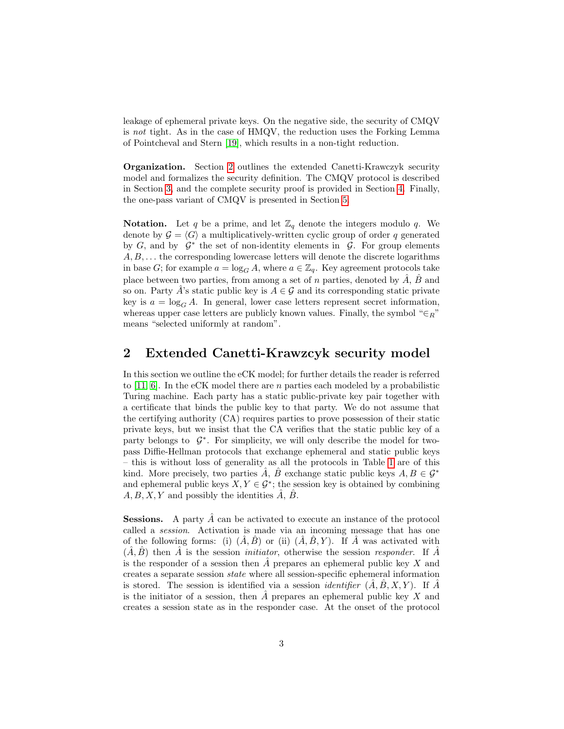leakage of ephemeral private keys. On the negative side, the security of CMQV is *not* tight. As in the case of HMQV, the reduction uses the Forking Lemma of Pointcheval and Stern [19], which results in a non-tight reduction.

**Organization.** Section 2 outlines the extended Canetti-Krawczyk security model and formalizes the security definition. The CMQV protocol is described in Section 3, and the complete security proof is provided in Section 4. Finally, the one-pass variant of CMQV is presented in Section 5.

**Notation.** Let $q$ be a prime, and let $\mathbb{Z}_q$ denote the integers modulo $q$. We denote by $\mathcal{G} = \langle G \rangle$ a multiplicatively-written cyclic group of order $q$ generated by $G$, and by $\mathcal{G}^*$ the set of non-identity elements in $\mathcal{G}$. For group elements $A, B, \ldots$ the corresponding lowercase letters will denote the discrete logarithms in base $G$; for example $a = \log_G A$, where $a \in \mathbb{Z}_q$. Key agreement protocols take place between two parties, from among a set of $n$ parties, denoted by $\hat{A}$, $\hat{B}$ and so on. Party $\hat{A}$'s static public key is $A \in \mathcal{G}$ and its corresponding static private key is $a = \log_G A$. In general, lower case letters represent secret information, whereas upper case letters are publicly known values. Finally, the symbol "$\in_R$" means "selected uniformly at random".

## 2 Extended Canetti-Krawzcyk security model

In this section we outline the eCK model; for further details the reader is referred to [11, 6]. In the eCK model there are $n$ parties each modeled by a probabilistic Turing machine. Each party has a static public-private key pair together with a certificate that binds the public key to that party. We do not assume that the certifying authority (CA) requires parties to prove possession of their static private keys, but we insist that the CA verifies that the static public key of a party belongs to $\mathcal{G}^*$. For simplicity, we will only describe the model for two-pass Diffie-Hellman protocols that exchange ephemeral and static public keys – this is without loss of generality as all the protocols in Table 1 are of this kind. More precisely, two parties $\hat{A}$, $\hat{B}$ exchange static public keys $A, B \in \mathcal{G}^*$ and ephemeral public keys $X, Y \in \mathcal{G}^*$; the session key is obtained by combining $A, B, X, Y$ and possibly the identities $\hat{A}$, $\hat{B}$.

**Sessions.** A party $\hat{A}$ can be activated to execute an instance of the protocol called a *session*. Activation is made via an incoming message that has one of the following forms: (i) $(\hat{A}, \hat{B})$ or (ii) $(\hat{A}, \hat{B}, Y)$. If $\hat{A}$ was activated with $(\hat{A}, \hat{B})$ then $\hat{A}$ is the session *initiator*, otherwise the session *responder*. If $\hat{A}$ is the responder of a session then $\hat{A}$ prepares an ephemeral public key $X$ and creates a separate session *state* where all session-specific ephemeral information is stored. The session is identified via a session *identifier* $(\hat{A}, \hat{B}, X, Y)$. If $\hat{A}$ is the initiator of a session, then $\hat{A}$ prepares an ephemeral public key $X$ and creates a session state as in the responder case. At the onset of the protocol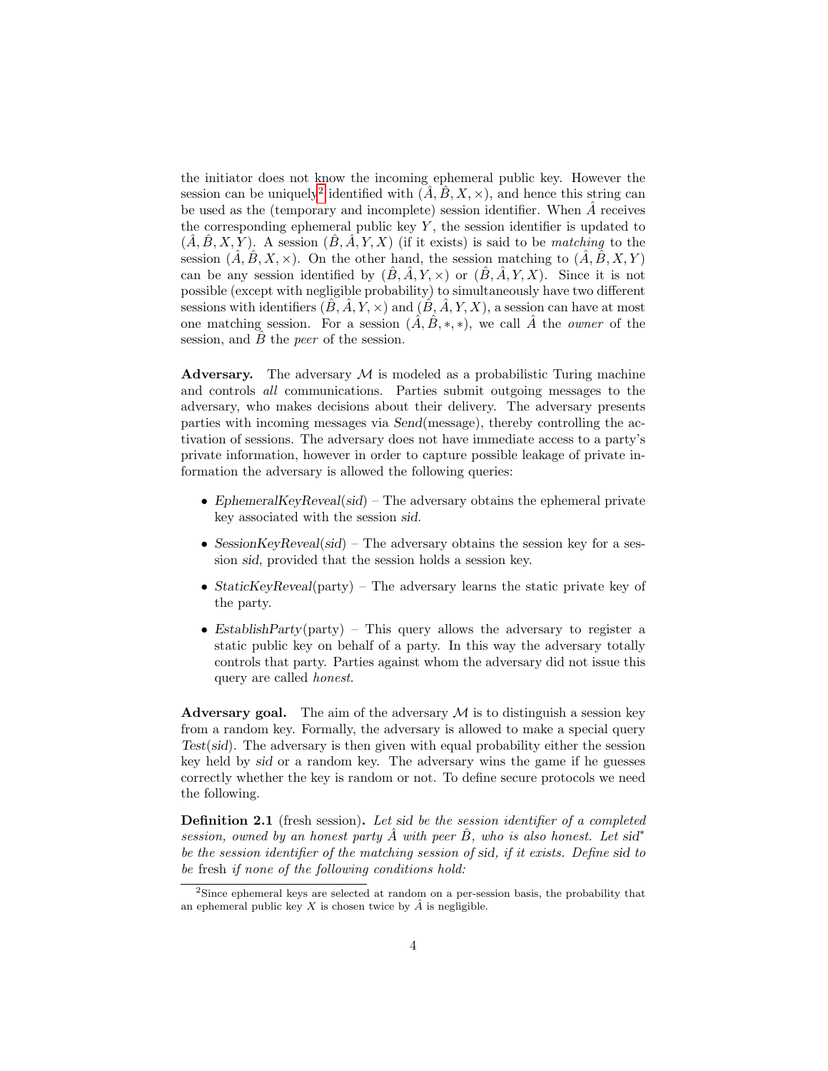the initiator does not know the incoming ephemeral public key. However the session can be uniquely[2] identified with $(\hat{A}, \hat{B}, X, \times)$, and hence this string can be used as the (temporary and incomplete) session identifier. When $\hat{A}$ receives the corresponding ephemeral public key $Y$, the session identifier is updated to $(\hat{A}, \hat{B}, X, Y)$. A session $(\hat{B}, \hat{A}, Y, X)$ (if it exists) is said to be *matching* to the session $(\hat{A}, \hat{B}, X, \times)$. On the other hand, the session matching to $(\hat{A}, \hat{B}, X, Y)$ can be any session identified by $(\hat{B}, \hat{A}, Y, \times)$ or $(\hat{B}, \hat{A}, Y, X)$. Since it is not possible (except with negligible probability) to simultaneously have two different sessions with identifiers $(\hat{B}, \hat{A}, Y, \times)$ and $(\hat{B}, \hat{A}, Y, X)$, a session can have at most one matching session. For a session $(\hat{A}, \hat{B}, *, *)$, we call $\hat{A}$ the *owner* of the session, and $\hat{B}$ the *peer* of the session.

**Adversary.** The adversary $\mathcal{M}$ is modeled as a probabilistic Turing machine and controls *all* communications. Parties submit outgoing messages to the adversary, who makes decisions about their delivery. The adversary presents parties with incoming messages via *Send*(message), thereby controlling the activation of sessions. The adversary does not have immediate access to a party's private information, however in order to capture possible leakage of private information the adversary is allowed the following queries:

- *EphemeralKeyReveal*(*sid*) – The adversary obtains the ephemeral private key associated with the session *sid*.
- *SessionKeyReveal*(*sid*) – The adversary obtains the session key for a session *sid*, provided that the session holds a session key.
- *StaticKeyReveal*(party) – The adversary learns the static private key of the party.
- *EstablishParty*(party) – This query allows the adversary to register a static public key on behalf of a party. In this way the adversary totally controls that party. Parties against whom the adversary did not issue this query are called *honest*.

**Adversary goal.** The aim of the adversary $\mathcal{M}$ is to distinguish a session key from a random key. Formally, the adversary is allowed to make a special query *Test*(*sid*). The adversary is then given with equal probability either the session key held by *sid* or a random key. The adversary wins the game if he guesses correctly whether the key is random or not. To define secure protocols we need the following.

**Definition 2.1** (fresh session)**.** *Let sid be the session identifier of a completed session, owned by an honest party $\hat{A}$ with peer $\hat{B}$, who is also honest. Let sid\* be the session identifier of the matching session of sid, if it exists. Define sid to be* fresh *if none of the following conditions hold:*

[2] Since ephemeral keys are selected at random on a per-session basis, the probability that an ephemeral public key $X$ is chosen twice by $\hat{A}$ is negligible.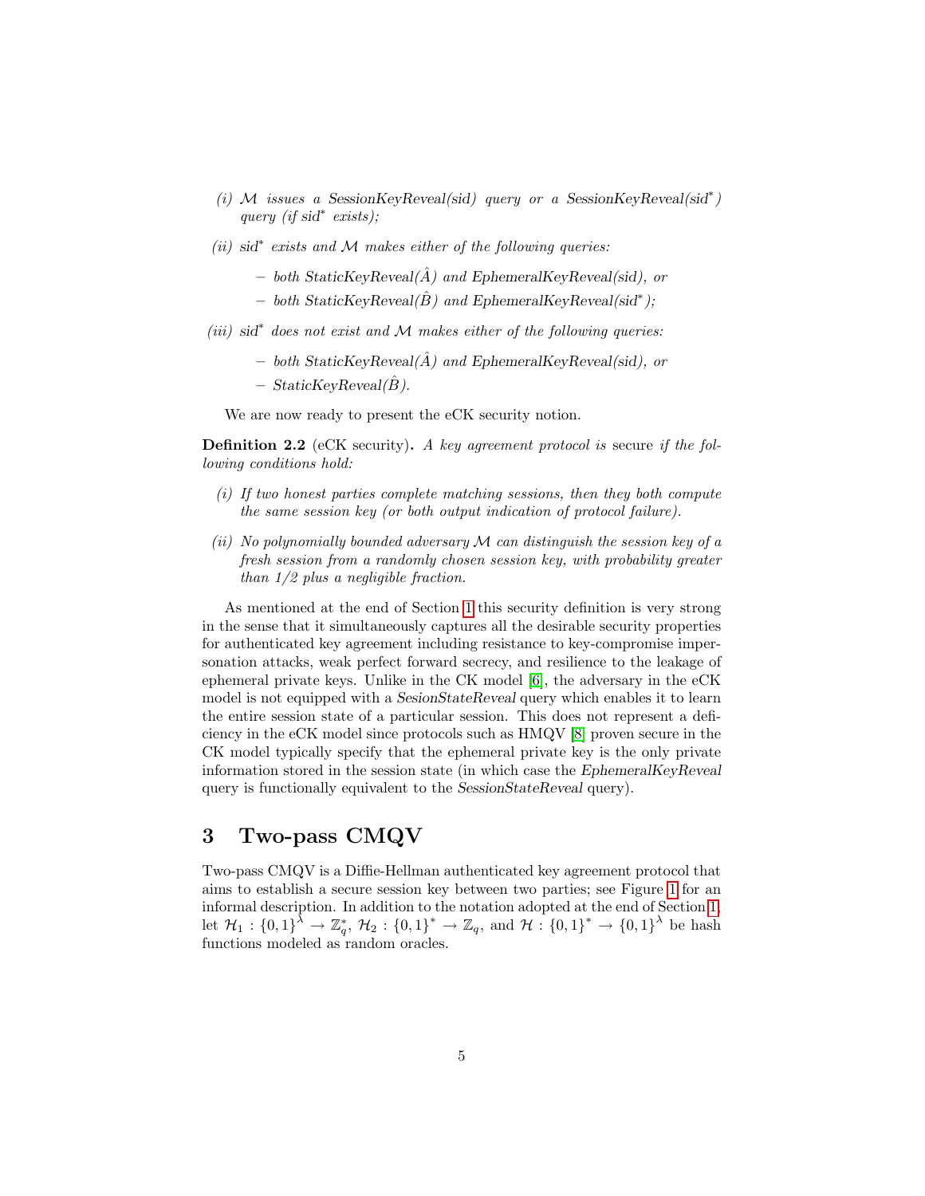*(i) $\mathcal{M}$ issues a SessionKeyReveal(sid) query or a SessionKeyReveal(sid$^*$) query (if sid$^*$ exists);*

*(ii) sid$^*$ exists and $\mathcal{M}$ makes either of the following queries:*

- *both StaticKeyReveal($\hat{A}$) and EphemeralKeyReveal(sid), or*
- *both StaticKeyReveal($\hat{B}$) and EphemeralKeyReveal(sid$^*$);*

*(iii) sid$^*$ does not exist and $\mathcal{M}$ makes either of the following queries:*

- *both StaticKeyReveal($\hat{A}$) and EphemeralKeyReveal(sid), or*
- *StaticKeyReveal($\hat{B}$).*

We are now ready to present the eCK security notion.

**Definition 2.2** (eCK security)**.** *A key agreement protocol is* secure *if the following conditions hold:*

*(i) If two honest parties complete matching sessions, then they both compute the same session key (or both output indication of protocol failure).*

*(ii) No polynomially bounded adversary $\mathcal{M}$ can distinguish the session key of a fresh session from a randomly chosen session key, with probability greater than 1/2 plus a negligible fraction.*

As mentioned at the end of Section 1 this security definition is very strong in the sense that it simultaneously captures all the desirable security properties for authenticated key agreement including resistance to key-compromise impersonation attacks, weak perfect forward secrecy, and resilience to the leakage of ephemeral private keys. Unlike in the CK model [6], the adversary in the eCK model is not equipped with a *SesionStateReveal* query which enables it to learn the entire session state of a particular session. This does not represent a deficiency in the eCK model since protocols such as HMQV [8] proven secure in the CK model typically specify that the ephemeral private key is the only private information stored in the session state (in which case the *EphemeralKeyReveal* query is functionally equivalent to the *SessionStateReveal* query).

## 3 Two-pass CMQV

Two-pass CMQV is a Diffie-Hellman authenticated key agreement protocol that aims to establish a secure session key between two parties; see Figure 1 for an informal description. In addition to the notation adopted at the end of Section 1, let $\mathcal{H}_1 : \{0,1\}^\lambda \to \mathbb{Z}_q^*$, $\mathcal{H}_2 : \{0,1\}^* \to \mathbb{Z}_q$, and $\mathcal{H} : \{0,1\}^* \to \{0,1\}^\lambda$ be hash functions modeled as random oracles.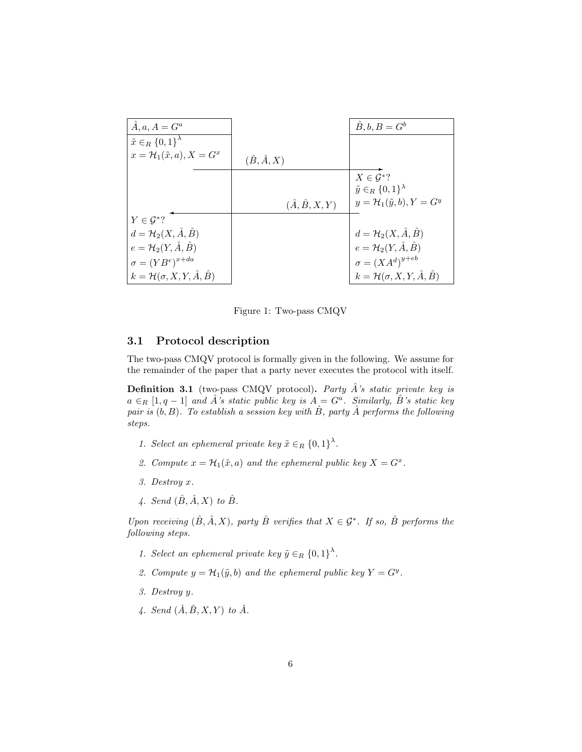| $\hat{A}, a, A = G^a$ | | $\hat{B}, b, B = G^b$ |
|---|---|---|
| $\tilde{x} \in_R \{0,1\}^\lambda$ | | |
| $x = \mathcal{H}_1(\tilde{x}, a), X = G^x$ | $(\hat{B}, \hat{A}, X)$ $\longrightarrow$ | |
| | | $X \in \mathcal{G}^*$? |
| | | $\tilde{y} \in_R \{0,1\}^\lambda$ |
| | | $y = \mathcal{H}_1(\tilde{y}, b), Y = G^y$ |
| | $\longleftarrow$ $(\hat{A}, \hat{B}, X, Y)$ | |
| $Y \in \mathcal{G}^*$? | | |
| $d = \mathcal{H}_2(X, \hat{A}, \hat{B})$ | | $d = \mathcal{H}_2(X, \hat{A}, \hat{B})$ |
| $e = \mathcal{H}_2(Y, \hat{A}, \hat{B})$ | | $e = \mathcal{H}_2(Y, \hat{A}, \hat{B})$ |
| $\sigma = (YB^e)^{x+da}$ | | $\sigma = (XA^d)^{y+eb}$ |
| $k = \mathcal{H}(\sigma, X, Y, \hat{A}, \hat{B})$ | | $k = \mathcal{H}(\sigma, X, Y, \hat{A}, \hat{B})$ |

Figure 1: Two-pass CMQV

### 3.1 Protocol description

The two-pass CMQV protocol is formally given in the following. We assume for the remainder of the paper that a party never executes the protocol with itself.

**Definition 3.1** (two-pass CMQV protocol)**.** *Party $\hat{A}$'s static private key is $a \in_R [1, q-1]$ and $\hat{A}$'s static public key is $A = G^a$. Similarly, $\hat{B}$'s static key pair is $(b, B)$. To establish a session key with $\hat{B}$, party $\hat{A}$ performs the following steps.*

1. *Select an ephemeral private key $\tilde{x} \in_R \{0,1\}^\lambda$.*
2. *Compute $x = \mathcal{H}_1(\tilde{x}, a)$ and the ephemeral public key $X = G^x$.*
3. *Destroy $x$.*
4. *Send $(\hat{B}, \hat{A}, X)$ to $\hat{B}$.*

*Upon receiving $(\hat{B}, \hat{A}, X)$, party $\hat{B}$ verifies that $X \in \mathcal{G}^*$. If so, $\hat{B}$ performs the following steps.*

1. *Select an ephemeral private key $\tilde{y} \in_R \{0,1\}^\lambda$.*
2. *Compute $y = \mathcal{H}_1(\tilde{y}, b)$ and the ephemeral public key $Y = G^y$.*
3. *Destroy $y$.*
4. *Send $(\hat{A}, \hat{B}, X, Y)$ to $\hat{A}$.*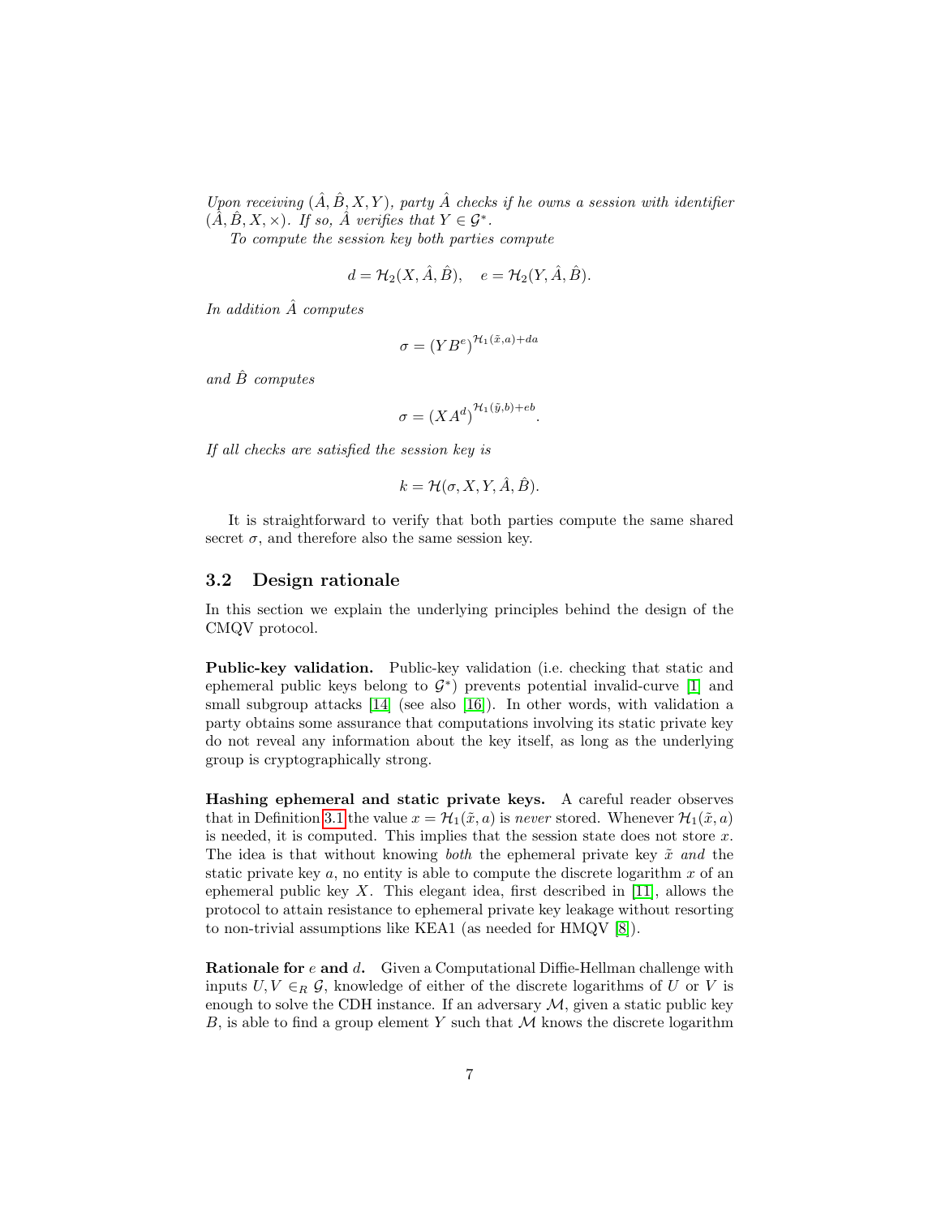*Upon receiving $(\hat{A}, \hat{B}, X, Y)$, party $\hat{A}$ checks if he owns a session with identifier $(\hat{A}, \hat{B}, X, \times)$. If so, $\hat{A}$ verifies that $Y \in \mathcal{G}^*$.*

*To compute the session key both parties compute*

$$d = \mathcal{H}_2(X, \hat{A}, \hat{B}), \quad e = \mathcal{H}_2(Y, \hat{A}, \hat{B}).$$

*In addition $\hat{A}$ computes*

$$\sigma = \left(YB^e\right)^{\mathcal{H}_1(\tilde{x}, a) + da}$$

*and $\hat{B}$ computes*

$$\sigma = \left(XA^d\right)^{\mathcal{H}_1(\tilde{y}, b) + eb}.$$

*If all checks are satisfied the session key is*

$$k = \mathcal{H}(\sigma, X, Y, \hat{A}, \hat{B}).$$

It is straightforward to verify that both parties compute the same shared secret $\sigma$, and therefore also the same session key.

## 3.2 Design rationale

In this section we explain the underlying principles behind the design of the CMQV protocol.

**Public-key validation.** Public-key validation (i.e. checking that static and ephemeral public keys belong to $\mathcal{G}^*$) prevents potential invalid-curve [1] and small subgroup attacks [14] (see also [16]). In other words, with validation a party obtains some assurance that computations involving its static private key do not reveal any information about the key itself, as long as the underlying group is cryptographically strong.

**Hashing ephemeral and static private keys.** A careful reader observes that in Definition 3.1 the value $x = \mathcal{H}_1(\tilde{x}, a)$ is *never* stored. Whenever $\mathcal{H}_1(\tilde{x}, a)$ is needed, it is computed. This implies that the session state does not store $x$. The idea is that without knowing *both* the ephemeral private key $\tilde{x}$ *and* the static private key $a$, no entity is able to compute the discrete logarithm $x$ of an ephemeral public key $X$. This elegant idea, first described in [11], allows the protocol to attain resistance to ephemeral private key leakage without resorting to non-trivial assumptions like KEA1 (as needed for HMQV [8]).

**Rationale for $e$ and $d$.** Given a Computational Diffie-Hellman challenge with inputs $U, V \in_R \mathcal{G}$, knowledge of either of the discrete logarithms of $U$ or $V$ is enough to solve the CDH instance. If an adversary $\mathcal{M}$, given a static public key $B$, is able to find a group element $Y$ such that $\mathcal{M}$ knows the discrete logarithm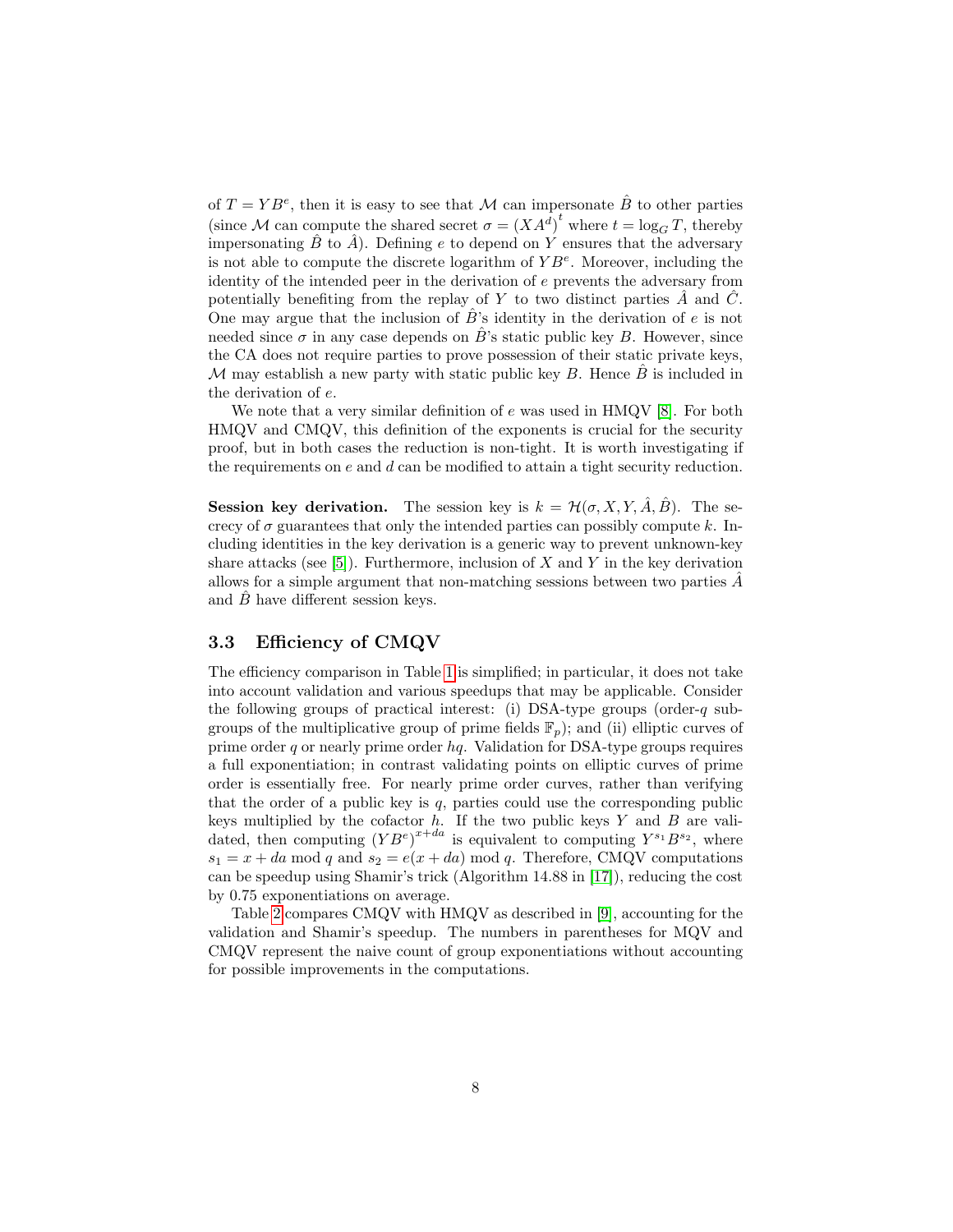of $T = YB^e$, then it is easy to see that $\mathcal{M}$ can impersonate $\hat{B}$ to other parties (since $\mathcal{M}$ can compute the shared secret $\sigma = (XA^d)^t$ where $t = \log_G T$, thereby impersonating $\hat{B}$ to $\hat{A}$). Defining $e$ to depend on $Y$ ensures that the adversary is not able to compute the discrete logarithm of $YB^e$. Moreover, including the identity of the intended peer in the derivation of $e$ prevents the adversary from potentially benefiting from the replay of $Y$ to two distinct parties $\hat{A}$ and $\hat{C}$. One may argue that the inclusion of $\hat{B}$'s identity in the derivation of $e$ is not needed since $\sigma$ in any case depends on $\hat{B}$'s static public key $B$. However, since the CA does not require parties to prove possession of their static private keys, $\mathcal{M}$ may establish a new party with static public key $B$. Hence $\hat{B}$ is included in the derivation of $e$.

We note that a very similar definition of $e$ was used in HMQV [8]. For both HMQV and CMQV, this definition of the exponents is crucial for the security proof, but in both cases the reduction is non-tight. It is worth investigating if the requirements on $e$ and $d$ can be modified to attain a tight security reduction.

**Session key derivation.** The session key is $k = \mathcal{H}(\sigma, X, Y, \hat{A}, \hat{B})$. The secrecy of $\sigma$ guarantees that only the intended parties can possibly compute $k$. Including identities in the key derivation is a generic way to prevent unknown-key share attacks (see [5]). Furthermore, inclusion of $X$ and $Y$ in the key derivation allows for a simple argument that non-matching sessions between two parties $\hat{A}$ and $\hat{B}$ have different session keys.

### 3.3 Efficiency of CMQV

The efficiency comparison in Table 1 is simplified; in particular, it does not take into account validation and various speedups that may be applicable. Consider the following groups of practical interest: (i) DSA-type groups (order-$q$ subgroups of the multiplicative group of prime fields $\mathbb{F}_p$); and (ii) elliptic curves of prime order $q$ or nearly prime order $hq$. Validation for DSA-type groups requires a full exponentiation; in contrast validating points on elliptic curves of prime order is essentially free. For nearly prime order curves, rather than verifying that the order of a public key is $q$, parties could use the corresponding public keys multiplied by the cofactor $h$. If the two public keys $Y$ and $B$ are validated, then computing $(YB^e)^{x+da}$ is equivalent to computing $Y^{s_1}B^{s_2}$, where $s_1 = x + da \bmod q$ and $s_2 = e(x + da) \bmod q$. Therefore, CMQV computations can be speedup using Shamir's trick (Algorithm 14.88 in [17]), reducing the cost by 0.75 exponentiations on average.

Table 2 compares CMQV with HMQV as described in [9], accounting for the validation and Shamir's speedup. The numbers in parentheses for MQV and CMQV represent the naive count of group exponentiations without accounting for possible improvements in the computations.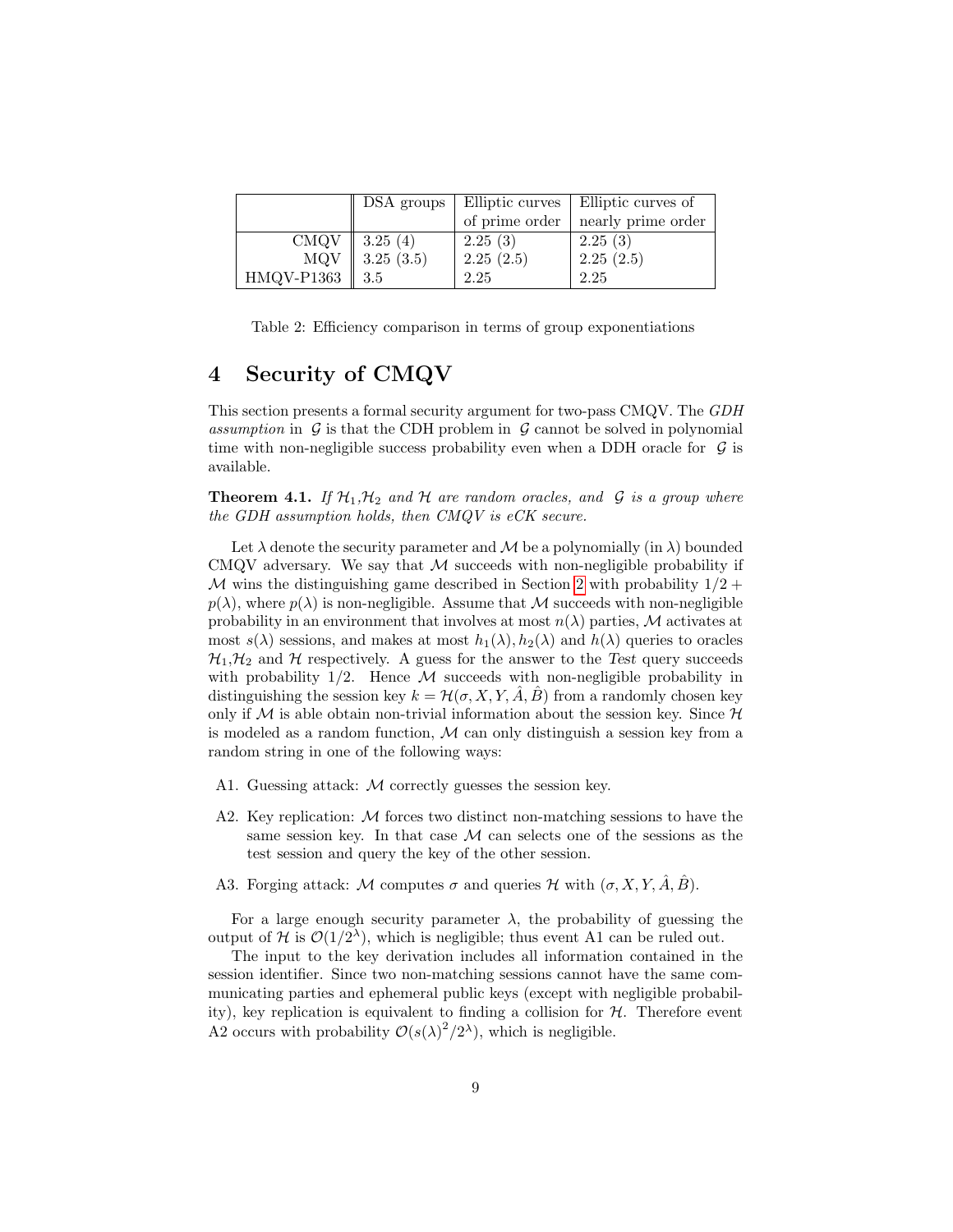| | DSA groups | Elliptic curves of prime order | Elliptic curves of nearly prime order |
|---|---|---|---|
| CMQV | 3.25 (4) | 2.25 (3) | 2.25 (3) |
| MQV | 3.25 (3.5) | 2.25 (2.5) | 2.25 (2.5) |
| HMQV-P1363 | 3.5 | 2.25 | 2.25 |

Table 2: Efficiency comparison in terms of group exponentiations

# 4 Security of CMQV

This section presents a formal security argument for two-pass CMQV. The *GDH assumption* in $\mathcal{G}$ is that the CDH problem in $\mathcal{G}$ cannot be solved in polynomial time with non-negligible success probability even when a DDH oracle for $\mathcal{G}$ is available.

**Theorem 4.1.** *If $\mathcal{H}_1, \mathcal{H}_2$ and $\mathcal{H}$ are random oracles, and $\mathcal{G}$ is a group where the GDH assumption holds, then CMQV is eCK secure.*

Let $\lambda$ denote the security parameter and $\mathcal{M}$ be a polynomially (in $\lambda$) bounded CMQV adversary. We say that $\mathcal{M}$ succeeds with non-negligible probability if $\mathcal{M}$ wins the distinguishing game described in Section 2 with probability $1/2 + p(\lambda)$, where $p(\lambda)$ is non-negligible. Assume that $\mathcal{M}$ succeeds with non-negligible probability in an environment that involves at most $n(\lambda)$ parties, $\mathcal{M}$ activates at most $s(\lambda)$ sessions, and makes at most $h_1(\lambda), h_2(\lambda)$ and $h(\lambda)$ queries to oracles $\mathcal{H}_1, \mathcal{H}_2$ and $\mathcal{H}$ respectively. A guess for the answer to the *Test* query succeeds with probability 1/2. Hence $\mathcal{M}$ succeeds with non-negligible probability in distinguishing the session key $k = \mathcal{H}(\sigma, X, Y, \hat{A}, \hat{B})$ from a randomly chosen key only if $\mathcal{M}$ is able obtain non-trivial information about the session key. Since $\mathcal{H}$ is modeled as a random function, $\mathcal{M}$ can only distinguish a session key from a random string in one of the following ways:

A1. Guessing attack: $\mathcal{M}$ correctly guesses the session key.

A2. Key replication: $\mathcal{M}$ forces two distinct non-matching sessions to have the same session key. In that case $\mathcal{M}$ can selects one of the sessions as the test session and query the key of the other session.

A3. Forging attack: $\mathcal{M}$ computes $\sigma$ and queries $\mathcal{H}$ with $(\sigma, X, Y, \hat{A}, \hat{B})$.

For a large enough security parameter $\lambda$, the probability of guessing the output of $\mathcal{H}$ is $\mathcal{O}(1/2^{\lambda})$, which is negligible; thus event A1 can be ruled out.

The input to the key derivation includes all information contained in the session identifier. Since two non-matching sessions cannot have the same communicating parties and ephemeral public keys (except with negligible probability), key replication is equivalent to finding a collision for $\mathcal{H}$. Therefore event A2 occurs with probability $\mathcal{O}(s(\lambda)^2/2^{\lambda})$, which is negligible.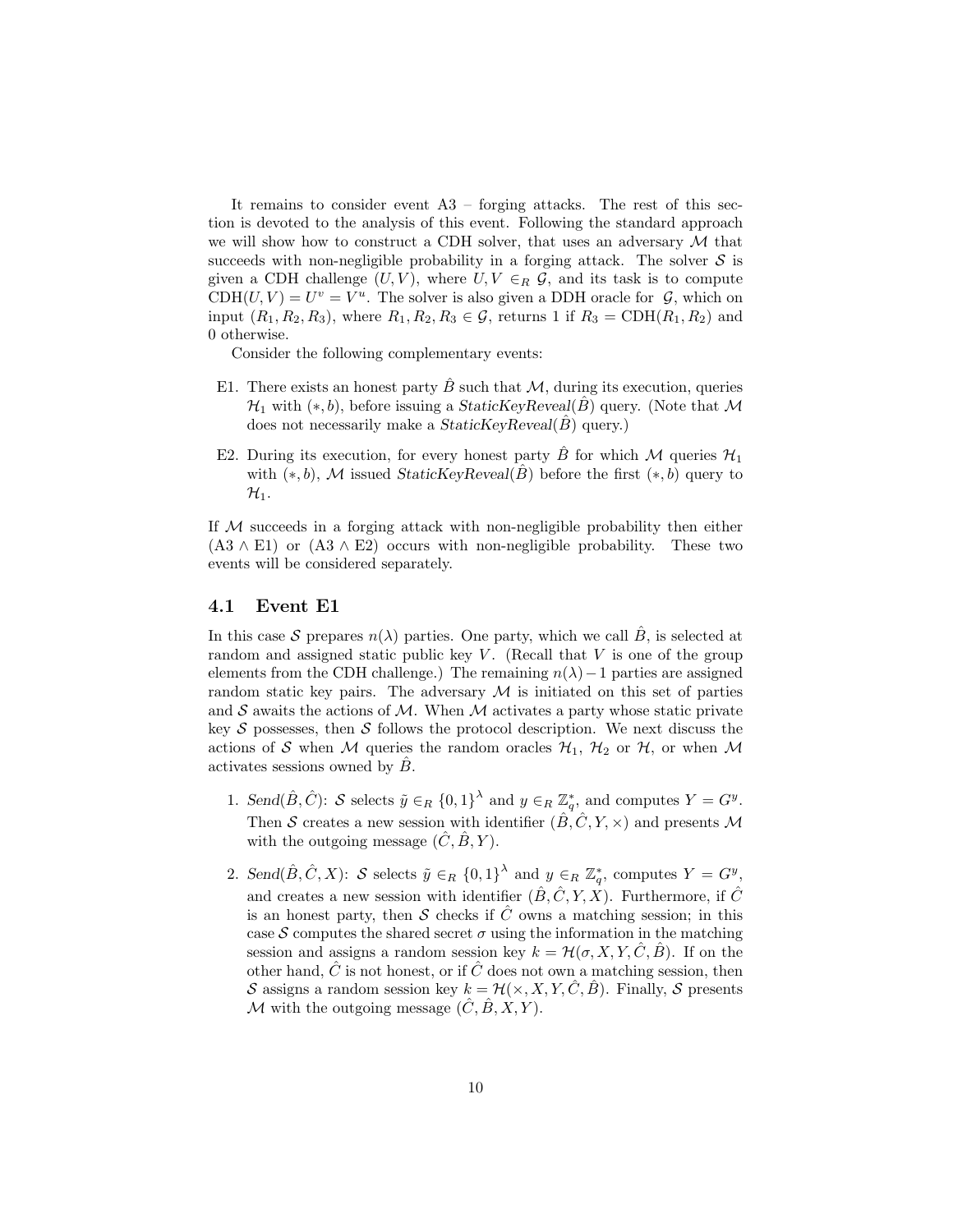It remains to consider event A3 – forging attacks. The rest of this section is devoted to the analysis of this event. Following the standard approach we will show how to construct a CDH solver, that uses an adversary $\mathcal{M}$ that succeeds with non-negligible probability in a forging attack. The solver $\mathcal{S}$ is given a CDH challenge $(U, V)$, where $U, V \in_R \mathcal{G}$, and its task is to compute $\text{CDH}(U, V) = U^v = V^u$. The solver is also given a DDH oracle for $\mathcal{G}$, which on input $(R_1, R_2, R_3)$, where $R_1, R_2, R_3 \in \mathcal{G}$, returns 1 if $R_3 = \text{CDH}(R_1, R_2)$ and 0 otherwise.

Consider the following complementary events:

- E1. There exists an honest party $\hat{B}$ such that $\mathcal{M}$, during its execution, queries $\mathcal{H}_1$ with $(*, b)$, before issuing a *StaticKeyReveal*$(\hat{B})$ query. (Note that $\mathcal{M}$ does not necessarily make a *StaticKeyReveal*$(\hat{B})$ query.)
- E2. During its execution, for every honest party $\hat{B}$ for which $\mathcal{M}$ queries $\mathcal{H}_1$ with $(*, b)$, $\mathcal{M}$ issued *StaticKeyReveal*$(\hat{B})$ before the first $(*, b)$ query to $\mathcal{H}_1$.

If $\mathcal{M}$ succeeds in a forging attack with non-negligible probability then either $(\text{A3} \wedge \text{E1})$ or $(\text{A3} \wedge \text{E2})$ occurs with non-negligible probability. These two events will be considered separately.

## 4.1 Event E1

In this case $\mathcal{S}$ prepares $n(\lambda)$ parties. One party, which we call $\hat{B}$, is selected at random and assigned static public key $V$. (Recall that $V$ is one of the group elements from the CDH challenge.) The remaining $n(\lambda) - 1$ parties are assigned random static key pairs. The adversary $\mathcal{M}$ is initiated on this set of parties and $\mathcal{S}$ awaits the actions of $\mathcal{M}$. When $\mathcal{M}$ activates a party whose static private key $\mathcal{S}$ possesses, then $\mathcal{S}$ follows the protocol description. We next discuss the actions of $\mathcal{S}$ when $\mathcal{M}$ queries the random oracles $\mathcal{H}_1$, $\mathcal{H}_2$ or $\mathcal{H}$, or when $\mathcal{M}$ activates sessions owned by $\hat{B}$.

1. *Send*$(\hat{B}, \hat{C})$: $\mathcal{S}$ selects $\tilde{y} \in_R \{0,1\}^\lambda$ and $y \in_R \mathbb{Z}_q^*$, and computes $Y = G^y$. Then $\mathcal{S}$ creates a new session with identifier $(\hat{B}, \hat{C}, Y, \times)$ and presents $\mathcal{M}$ with the outgoing message $(\hat{C}, \hat{B}, Y)$.
2. *Send*$(\hat{B}, \hat{C}, X)$: $\mathcal{S}$ selects $\tilde{y} \in_R \{0,1\}^\lambda$ and $y \in_R \mathbb{Z}_q^*$, computes $Y = G^y$, and creates a new session with identifier $(\hat{B}, \hat{C}, Y, X)$. Furthermore, if $\hat{C}$ is an honest party, then $\mathcal{S}$ checks if $\hat{C}$ owns a matching session; in this case $\mathcal{S}$ computes the shared secret $\sigma$ using the information in the matching session and assigns a random session key $k = \mathcal{H}(\sigma, X, Y, \hat{C}, \hat{B})$. If on the other hand, $\hat{C}$ is not honest, or if $\hat{C}$ does not own a matching session, then $\mathcal{S}$ assigns a random session key $k = \mathcal{H}(\times, X, Y, \hat{C}, \hat{B})$. Finally, $\mathcal{S}$ presents $\mathcal{M}$ with the outgoing message $(\hat{C}, \hat{B}, X, Y)$.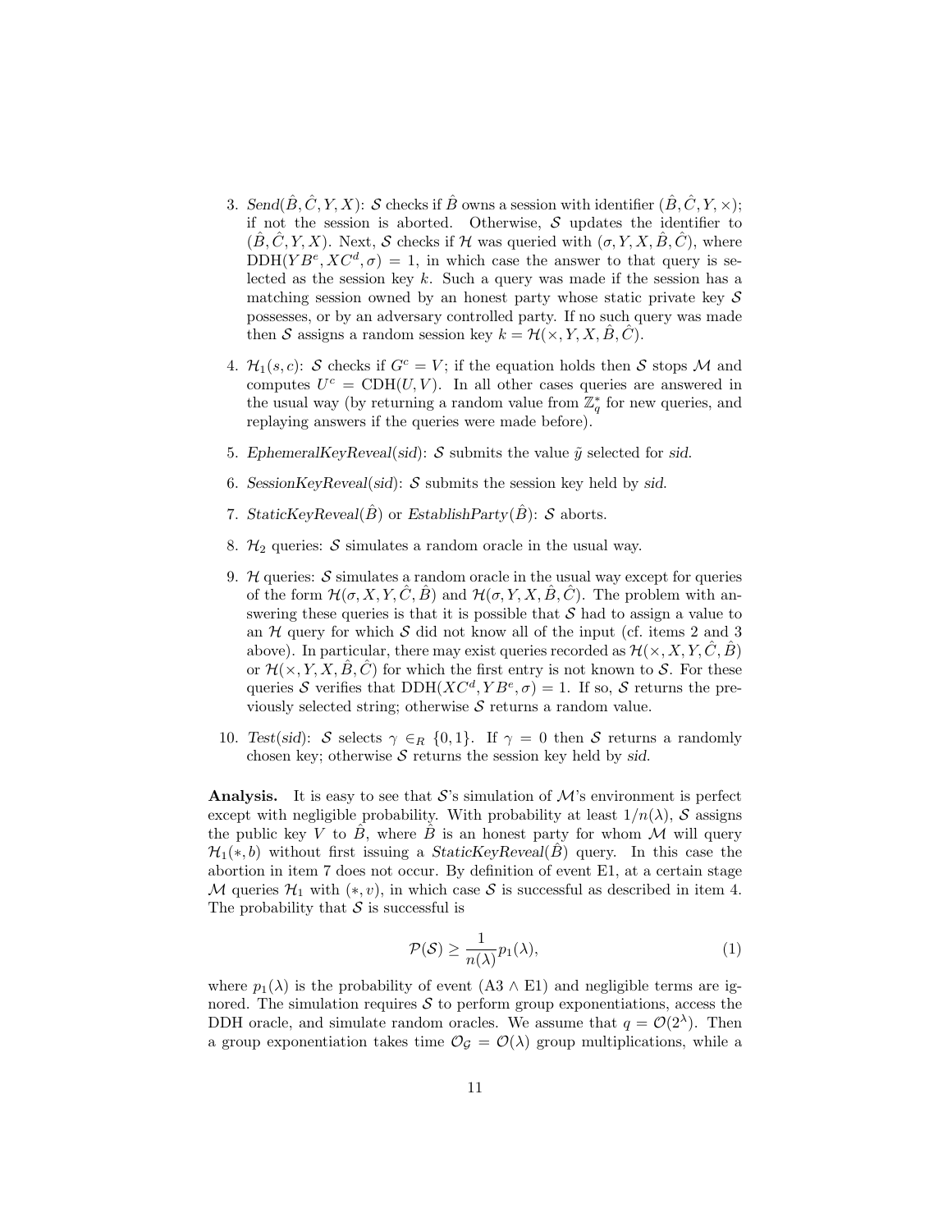3. *Send*$(\hat{B}, \hat{C}, Y, X)$: $\mathcal{S}$ checks if $\hat{B}$ owns a session with identifier $(\hat{B}, \hat{C}, Y, \times)$; if not the session is aborted. Otherwise, $\mathcal{S}$ updates the identifier to $(\hat{B}, \hat{C}, Y, X)$. Next, $\mathcal{S}$ checks if $\mathcal{H}$ was queried with $(\sigma, Y, X, \hat{B}, \hat{C})$, where $\text{DDH}(YB^e, XC^d, \sigma) = 1$, in which case the answer to that query is selected as the session key $k$. Such a query was made if the session has a matching session owned by an honest party whose static private key $\mathcal{S}$ possesses, or by an adversary controlled party. If no such query was made then $\mathcal{S}$ assigns a random session key $k = \mathcal{H}(\times, Y, X, \hat{B}, \hat{C})$.

4. $\mathcal{H}_1(s, c)$: $\mathcal{S}$ checks if $G^c = V$; if the equation holds then $\mathcal{S}$ stops $\mathcal{M}$ and computes $U^c = \text{CDH}(U, V)$. In all other cases queries are answered in the usual way (by returning a random value from $\mathbb{Z}_q^*$ for new queries, and replaying answers if the queries were made before).

5. *EphemeralKeyReveal*(*sid*): $\mathcal{S}$ submits the value $\tilde{y}$ selected for *sid*.

6. *SessionKeyReveal*(*sid*): $\mathcal{S}$ submits the session key held by *sid*.

7. *StaticKeyReveal*$(\hat{B})$ or *EstablishParty*$(\hat{B})$: $\mathcal{S}$ aborts.

8. $\mathcal{H}_2$ queries: $\mathcal{S}$ simulates a random oracle in the usual way.

9. $\mathcal{H}$ queries: $\mathcal{S}$ simulates a random oracle in the usual way except for queries of the form $\mathcal{H}(\sigma, X, Y, \hat{C}, \hat{B})$ and $\mathcal{H}(\sigma, Y, X, \hat{B}, \hat{C})$. The problem with answering these queries is that it is possible that $\mathcal{S}$ had to assign a value to an $\mathcal{H}$ query for which $\mathcal{S}$ did not know all of the input (cf. items 2 and 3 above). In particular, there may exist queries recorded as $\mathcal{H}(\times, X, Y, \hat{C}, \hat{B})$ or $\mathcal{H}(\times, Y, X, \hat{B}, \hat{C})$ for which the first entry is not known to $\mathcal{S}$. For these queries $\mathcal{S}$ verifies that $\text{DDH}(XC^d, YB^e, \sigma) = 1$. If so, $\mathcal{S}$ returns the previously selected string; otherwise $\mathcal{S}$ returns a random value.

10. *Test*(*sid*): $\mathcal{S}$ selects $\gamma \in_R \{0, 1\}$. If $\gamma = 0$ then $\mathcal{S}$ returns a randomly chosen key; otherwise $\mathcal{S}$ returns the session key held by *sid*.

**Analysis.** It is easy to see that $\mathcal{S}$'s simulation of $\mathcal{M}$'s environment is perfect except with negligible probability. With probability at least $1/n(\lambda)$, $\mathcal{S}$ assigns the public key $V$ to $\hat{B}$, where $\hat{B}$ is an honest party for whom $\mathcal{M}$ will query $\mathcal{H}_1(*, b)$ without first issuing a *StaticKeyReveal*$(\hat{B})$ query. In this case the abortion in item 7 does not occur. By definition of event E1, at a certain stage $\mathcal{M}$ queries $\mathcal{H}_1$ with $(*, v)$, in which case $\mathcal{S}$ is successful as described in item 4. The probability that $\mathcal{S}$ is successful is

$$\mathcal{P}(\mathcal{S}) \geq \frac{1}{n(\lambda)} p_1(\lambda), \tag{1}$$

where $p_1(\lambda)$ is the probability of event (A3 $\wedge$ E1) and negligible terms are ignored. The simulation requires $\mathcal{S}$ to perform group exponentiations, access the DDH oracle, and simulate random oracles. We assume that $q = \mathcal{O}(2^\lambda)$. Then a group exponentiation takes time $\mathcal{O}_\mathcal{G} = \mathcal{O}(\lambda)$ group multiplications, while a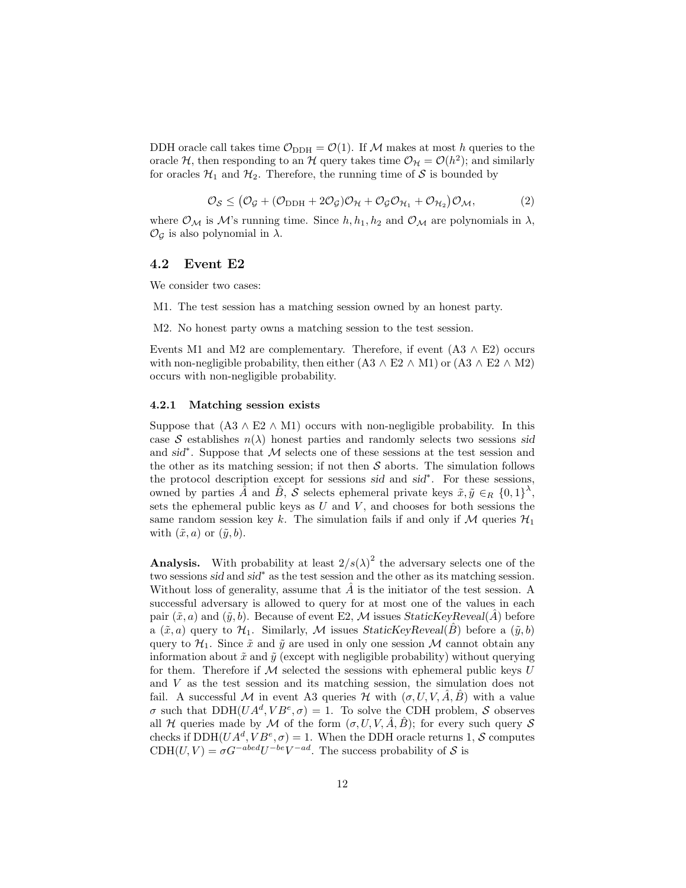DDH oracle call takes time $\mathcal{O}_{\text{DDH}} = \mathcal{O}(1)$. If $\mathcal{M}$ makes at most $h$ queries to the oracle $\mathcal{H}$, then responding to an $\mathcal{H}$ query takes time $\mathcal{O}_{\mathcal{H}} = \mathcal{O}(h^2)$; and similarly for oracles $\mathcal{H}_1$ and $\mathcal{H}_2$. Therefore, the running time of $\mathcal{S}$ is bounded by

$$\mathcal{O}_{\mathcal{S}} \leq \big(\mathcal{O}_{\mathcal{G}} + (\mathcal{O}_{\text{DDH}} + 2\mathcal{O}_{\mathcal{G}})\mathcal{O}_{\mathcal{H}} + \mathcal{O}_{\mathcal{G}}\mathcal{O}_{\mathcal{H}_1} + \mathcal{O}_{\mathcal{H}_2}\big)\mathcal{O}_{\mathcal{M}}, \tag{2}$$

where $\mathcal{O}_{\mathcal{M}}$ is $\mathcal{M}$'s running time. Since $h, h_1, h_2$ and $\mathcal{O}_{\mathcal{M}}$ are polynomials in $\lambda$, $\mathcal{O}_{\mathcal{G}}$ is also polynomial in $\lambda$.

## 4.2 Event E2

We consider two cases:

M1. The test session has a matching session owned by an honest party.

M2. No honest party owns a matching session to the test session.

Events M1 and M2 are complementary. Therefore, if event (A3 $\wedge$ E2) occurs with non-negligible probability, then either (A3 $\wedge$ E2 $\wedge$ M1) or (A3 $\wedge$ E2 $\wedge$ M2) occurs with non-negligible probability.

### 4.2.1 Matching session exists

Suppose that (A3 $\wedge$ E2 $\wedge$ M1) occurs with non-negligible probability. In this case $\mathcal{S}$ establishes $n(\lambda)$ honest parties and randomly selects two sessions *sid* and *sid*$^*$. Suppose that $\mathcal{M}$ selects one of these sessions at the test session and the other as its matching session; if not then $\mathcal{S}$ aborts. The simulation follows the protocol description except for sessions *sid* and *sid*$^*$. For these sessions, owned by parties $\hat{A}$ and $\hat{B}$, $\mathcal{S}$ selects ephemeral private keys $\tilde{x}, \tilde{y} \in_R \{0,1\}^{\lambda}$, sets the ephemeral public keys as $U$ and $V$, and chooses for both sessions the same random session key $k$. The simulation fails if and only if $\mathcal{M}$ queries $\mathcal{H}_1$ with $(\tilde{x}, a)$ or $(\tilde{y}, b)$.

**Analysis.** With probability at least $2/s(\lambda)^2$ the adversary selects one of the two sessions *sid* and *sid*$^*$ as the test session and the other as its matching session. Without loss of generality, assume that $\hat{A}$ is the initiator of the test session. A successful adversary is allowed to query for at most one of the values in each pair $(\tilde{x}, a)$ and $(\tilde{y}, b)$. Because of event E2, $\mathcal{M}$ issues *StaticKeyReveal*$(\hat{A})$ before a $(\tilde{x}, a)$ query to $\mathcal{H}_1$. Similarly, $\mathcal{M}$ issues *StaticKeyReveal*$(\hat{B})$ before a $(\tilde{y}, b)$ query to $\mathcal{H}_1$. Since $\tilde{x}$ and $\tilde{y}$ are used in only one session $\mathcal{M}$ cannot obtain any information about $\tilde{x}$ and $\tilde{y}$ (except with negligible probability) without querying for them. Therefore if $\mathcal{M}$ selected the sessions with ephemeral public keys $U$ and $V$ as the test session and its matching session, the simulation does not fail. A successful $\mathcal{M}$ in event A3 queries $\mathcal{H}$ with $(\sigma, U, V, \hat{A}, \hat{B})$ with a value $\sigma$ such that $\text{DDH}(UA^d, VB^e, \sigma) = 1$. To solve the CDH problem, $\mathcal{S}$ observes all $\mathcal{H}$ queries made by $\mathcal{M}$ of the form $(\sigma, U, V, \hat{A}, \hat{B})$; for every such query $\mathcal{S}$ checks if $\text{DDH}(UA^d, VB^e, \sigma) = 1$. When the DDH oracle returns 1, $\mathcal{S}$ computes $\text{CDH}(U, V) = \sigma G^{-abed} U^{-be} V^{-ad}$. The success probability of $\mathcal{S}$ is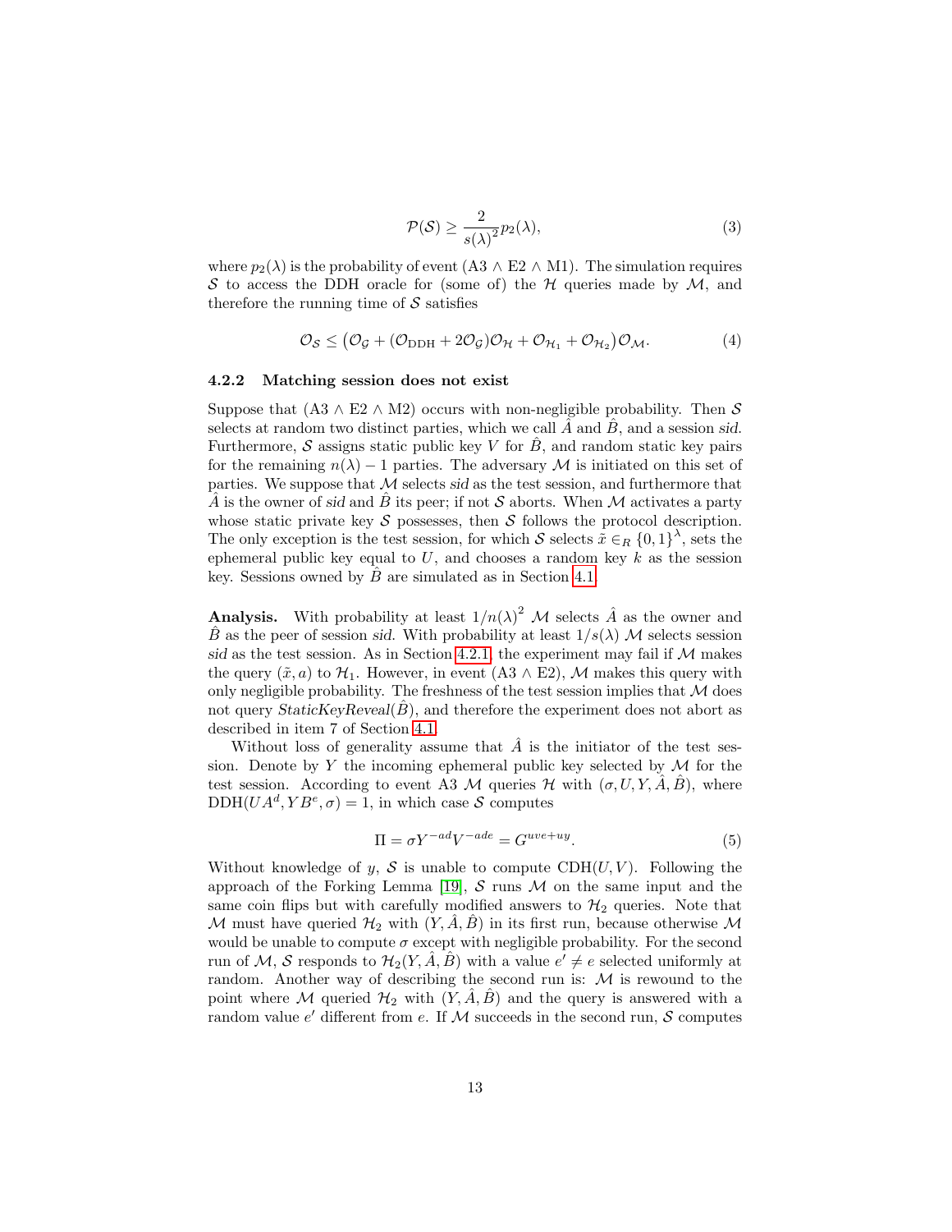$$\mathcal{P}(\mathcal{S}) \geq \frac{2}{s(\lambda)^2} p_2(\lambda), \tag{3}$$

where $p_2(\lambda)$ is the probability of event (A3 $\wedge$ E2 $\wedge$ M1). The simulation requires $\mathcal{S}$ to access the DDH oracle for (some of) the $\mathcal{H}$ queries made by $\mathcal{M}$, and therefore the running time of $\mathcal{S}$ satisfies

$$\mathcal{O}_{\mathcal{S}} \leq \left(\mathcal{O}_{\mathcal{G}} + (\mathcal{O}_{\text{DDH}} + 2\mathcal{O}_{\mathcal{G}})\mathcal{O}_{\mathcal{H}} + \mathcal{O}_{\mathcal{H}_1} + \mathcal{O}_{\mathcal{H}_2}\right)\mathcal{O}_{\mathcal{M}}. \tag{4}$$

### 4.2.2 Matching session does not exist

Suppose that (A3 $\wedge$ E2 $\wedge$ M2) occurs with non-negligible probability. Then $\mathcal{S}$ selects at random two distinct parties, which we call $\hat{A}$ and $\hat{B}$, and a session *sid*. Furthermore, $\mathcal{S}$ assigns static public key $V$ for $\hat{B}$, and random static key pairs for the remaining $n(\lambda) - 1$ parties. The adversary $\mathcal{M}$ is initiated on this set of parties. We suppose that $\mathcal{M}$ selects *sid* as the test session, and furthermore that $\hat{A}$ is the owner of *sid* and $\hat{B}$ its peer; if not $\mathcal{S}$ aborts. When $\mathcal{M}$ activates a party whose static private key $\mathcal{S}$ possesses, then $\mathcal{S}$ follows the protocol description. The only exception is the test session, for which $\mathcal{S}$ selects $\tilde{x} \in_R \{0,1\}^\lambda$, sets the ephemeral public key equal to $U$, and chooses a random key $k$ as the session key. Sessions owned by $\hat{B}$ are simulated as in Section 4.1.

**Analysis.** With probability at least $1/n(\lambda)^2$ $\mathcal{M}$ selects $\hat{A}$ as the owner and $\hat{B}$ as the peer of session *sid*. With probability at least $1/s(\lambda)$ $\mathcal{M}$ selects session *sid* as the test session. As in Section 4.2.1, the experiment may fail if $\mathcal{M}$ makes the query $(\tilde{x}, a)$ to $\mathcal{H}_1$. However, in event (A3 $\wedge$ E2), $\mathcal{M}$ makes this query with only negligible probability. The freshness of the test session implies that $\mathcal{M}$ does not query *StaticKeyReveal*$(\hat{B})$, and therefore the experiment does not abort as described in item 7 of Section 4.1.

Without loss of generality assume that $\hat{A}$ is the initiator of the test session. Denote by $Y$ the incoming ephemeral public key selected by $\mathcal{M}$ for the test session. According to event A3 $\mathcal{M}$ queries $\mathcal{H}$ with $(\sigma, U, Y, \hat{A}, \hat{B})$, where $\text{DDH}(UA^d, YB^e, \sigma) = 1$, in which case $\mathcal{S}$ computes

$$\Pi = \sigma Y^{-ad} V^{-ade} = G^{uve+uy}. \tag{5}$$

Without knowledge of $y$, $\mathcal{S}$ is unable to compute $\text{CDH}(U, V)$. Following the approach of the Forking Lemma [19], $\mathcal{S}$ runs $\mathcal{M}$ on the same input and the same coin flips but with carefully modified answers to $\mathcal{H}_2$ queries. Note that $\mathcal{M}$ must have queried $\mathcal{H}_2$ with $(Y, \hat{A}, \hat{B})$ in its first run, because otherwise $\mathcal{M}$ would be unable to compute $\sigma$ except with negligible probability. For the second run of $\mathcal{M}$, $\mathcal{S}$ responds to $\mathcal{H}_2(Y, \hat{A}, \hat{B})$ with a value $e' \neq e$ selected uniformly at random. Another way of describing the second run is: $\mathcal{M}$ is rewound to the point where $\mathcal{M}$ queried $\mathcal{H}_2$ with $(Y, \hat{A}, \hat{B})$ and the query is answered with a random value $e'$ different from $e$. If $\mathcal{M}$ succeeds in the second run, $\mathcal{S}$ computes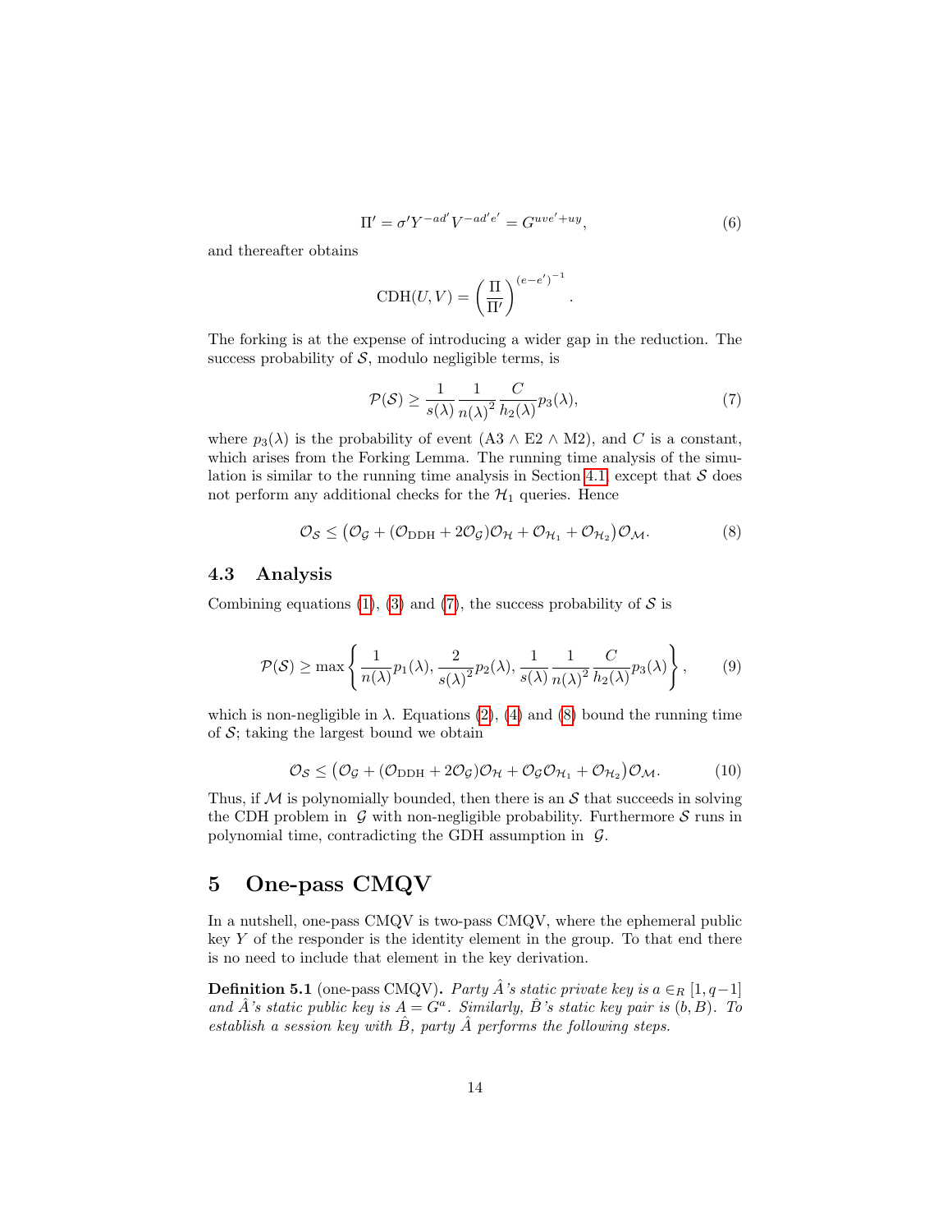$$\Pi' = \sigma' Y^{-ad'} V^{-ad'e'} = G^{uve'+uy}, \tag{6}$$

and thereafter obtains

$$\text{CDH}(U,V) = \left(\frac{\Pi}{\Pi'}\right)^{(e-e')^{-1}}.$$

The forking is at the expense of introducing a wider gap in the reduction. The success probability of $\mathcal{S}$, modulo negligible terms, is

$$\mathcal{P}(\mathcal{S}) \geq \frac{1}{s(\lambda)} \frac{1}{n(\lambda)^2} \frac{C}{h_2(\lambda)} p_3(\lambda), \tag{7}$$

where $p_3(\lambda)$ is the probability of event (A3 $\wedge$ E2 $\wedge$ M2), and $C$ is a constant, which arises from the Forking Lemma. The running time analysis of the simulation is similar to the running time analysis in Section 4.1, except that $\mathcal{S}$ does not perform any additional checks for the $\mathcal{H}_1$ queries. Hence

$$\mathcal{O}_{\mathcal{S}} \leq \left(\mathcal{O}_{\mathcal{G}} + (\mathcal{O}_{\text{DDH}} + 2\mathcal{O}_{\mathcal{G}})\mathcal{O}_{\mathcal{H}} + \mathcal{O}_{\mathcal{H}_1} + \mathcal{O}_{\mathcal{H}_2}\right)\mathcal{O}_{\mathcal{M}}. \tag{8}$$

### 4.3 Analysis

Combining equations (1), (3) and (7), the success probability of $\mathcal{S}$ is

$$\mathcal{P}(\mathcal{S}) \geq \max\left\{\frac{1}{n(\lambda)}p_1(\lambda), \frac{2}{s(\lambda)^2}p_2(\lambda), \frac{1}{s(\lambda)}\frac{1}{n(\lambda)^2}\frac{C}{h_2(\lambda)}p_3(\lambda)\right\}, \tag{9}$$

which is non-negligible in $\lambda$. Equations (2), (4) and (8) bound the running time of $\mathcal{S}$; taking the largest bound we obtain

$$\mathcal{O}_{\mathcal{S}} \leq \left(\mathcal{O}_{\mathcal{G}} + (\mathcal{O}_{\text{DDH}} + 2\mathcal{O}_{\mathcal{G}})\mathcal{O}_{\mathcal{H}} + \mathcal{O}_{\mathcal{G}}\mathcal{O}_{\mathcal{H}_1} + \mathcal{O}_{\mathcal{H}_2}\right)\mathcal{O}_{\mathcal{M}}. \tag{10}$$

Thus, if $\mathcal{M}$ is polynomially bounded, then there is an $\mathcal{S}$ that succeeds in solving the CDH problem in $\mathcal{G}$ with non-negligible probability. Furthermore $\mathcal{S}$ runs in polynomial time, contradicting the GDH assumption in $\mathcal{G}$.

## 5 One-pass CMQV

In a nutshell, one-pass CMQV is two-pass CMQV, where the ephemeral public key $Y$ of the responder is the identity element in the group. To that end there is no need to include that element in the key derivation.

**Definition 5.1** (one-pass CMQV). *Party $\hat{A}$'s static private key is $a \in_R [1, q-1]$ and $\hat{A}$'s static public key is $A = G^a$. Similarly, $\hat{B}$'s static key pair is $(b, B)$. To establish a session key with $\hat{B}$, party $\hat{A}$ performs the following steps.*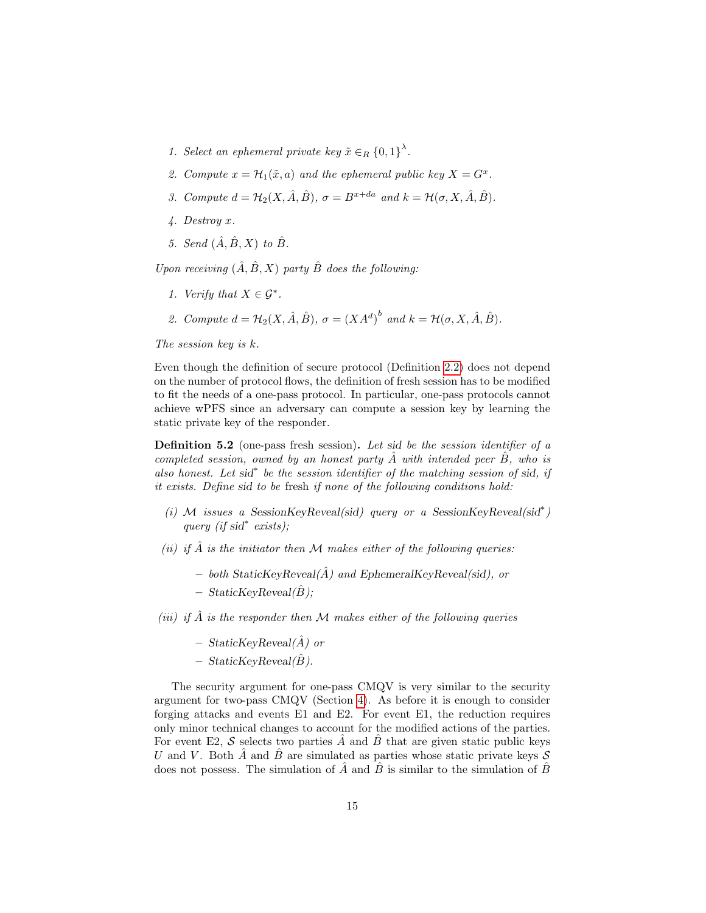1. *Select an ephemeral private key $\tilde{x} \in_R \{0,1\}^\lambda$.*
2. *Compute $x = \mathcal{H}_1(\tilde{x}, a)$ and the ephemeral public key $X = G^x$.*
3. *Compute $d = \mathcal{H}_2(X, \hat{A}, \hat{B})$, $\sigma = B^{x+da}$ and $k = \mathcal{H}(\sigma, X, \hat{A}, \hat{B})$.*
4. *Destroy $x$.*
5. *Send $(\hat{A}, \hat{B}, X)$ to $\hat{B}$.*

*Upon receiving $(\hat{A}, \hat{B}, X)$ party $\hat{B}$ does the following:*

1. *Verify that $X \in \mathcal{G}^*$.*
2. *Compute $d = \mathcal{H}_2(X, \hat{A}, \hat{B})$, $\sigma = \left(XA^d\right)^b$ and $k = \mathcal{H}(\sigma, X, \hat{A}, \hat{B})$.*

*The session key is $k$.*

Even though the definition of secure protocol (Definition 2.2) does not depend on the number of protocol flows, the definition of fresh session has to be modified to fit the needs of a one-pass protocol. In particular, one-pass protocols cannot achieve wPFS since an adversary can compute a session key by learning the static private key of the responder.

**Definition 5.2** (one-pass fresh session)**.** *Let* sid *be the session identifier of a completed session, owned by an honest party $\hat{A}$ with intended peer $\hat{B}$, who is also honest. Let* sid$^*$ *be the session identifier of the matching session of* sid*, if it exists. Define* sid *to be* fresh *if none of the following conditions hold:*

*(i) $\mathcal{M}$ issues a SessionKeyReveal(sid) query or a SessionKeyReveal(sid$^*$) query (if sid$^*$ exists);*

*(ii) if $\hat{A}$ is the initiator then $\mathcal{M}$ makes either of the following queries:*

- *both StaticKeyReveal($\hat{A}$) and EphemeralKeyReveal(sid), or*
- *StaticKeyReveal($\hat{B}$);*

*(iii) if $\hat{A}$ is the responder then $\mathcal{M}$ makes either of the following queries*

- *StaticKeyReveal($\hat{A}$) or*
- *StaticKeyReveal($\hat{B}$).*

The security argument for one-pass CMQV is very similar to the security argument for two-pass CMQV (Section 4). As before it is enough to consider forging attacks and events E1 and E2. For event E1, the reduction requires only minor technical changes to account for the modified actions of the parties. For event E2, $\mathcal{S}$ selects two parties $\hat{A}$ and $\hat{B}$ that are given static public keys $U$ and $V$. Both $\hat{A}$ and $\hat{B}$ are simulated as parties whose static private keys $\mathcal{S}$ does not possess. The simulation of $\hat{A}$ and $\hat{B}$ is similar to the simulation of $\hat{B}$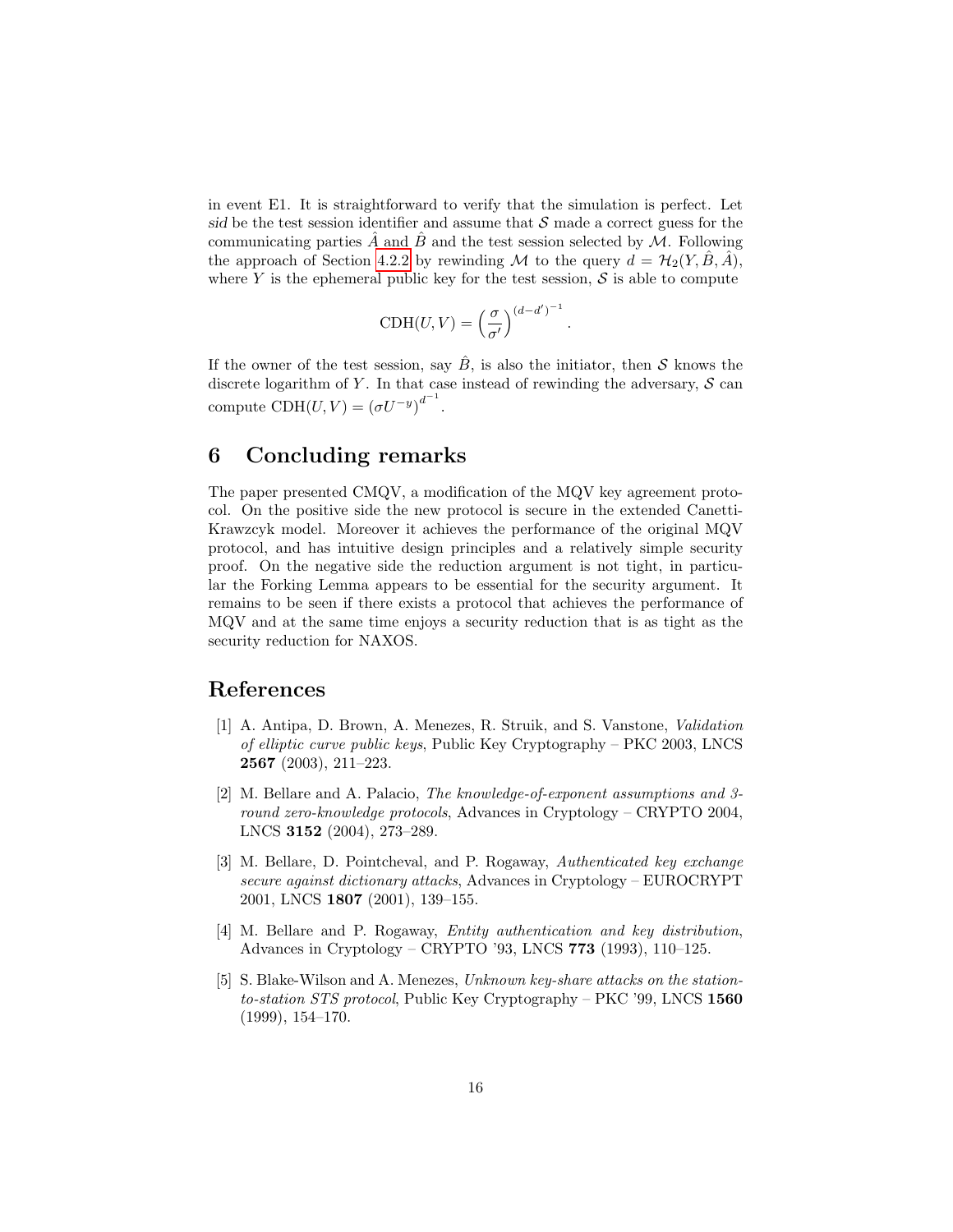in event E1. It is straightforward to verify that the simulation is perfect. Let *sid* be the test session identifier and assume that $\mathcal{S}$ made a correct guess for the communicating parties $\hat{A}$ and $\hat{B}$ and the test session selected by $\mathcal{M}$. Following the approach of Section 4.2.2 by rewinding $\mathcal{M}$ to the query $d = \mathcal{H}_2(Y, \hat{B}, \hat{A})$, where $Y$ is the ephemeral public key for the test session, $\mathcal{S}$ is able to compute

$$\mathrm{CDH}(U, V) = \left(\frac{\sigma}{\sigma'}\right)^{(d-d')^{-1}}.$$

If the owner of the test session, say $\hat{B}$, is also the initiator, then $\mathcal{S}$ knows the discrete logarithm of $Y$. In that case instead of rewinding the adversary, $\mathcal{S}$ can compute $\mathrm{CDH}(U, V) = (\sigma U^{-y})^{d^{-1}}$.

# 6 Concluding remarks

The paper presented CMQV, a modification of the MQV key agreement protocol. On the positive side the new protocol is secure in the extended Canetti-Krawzcyk model. Moreover it achieves the performance of the original MQV protocol, and has intuitive design principles and a relatively simple security proof. On the negative side the reduction argument is not tight, in particular the Forking Lemma appears to be essential for the security argument. It remains to be seen if there exists a protocol that achieves the performance of MQV and at the same time enjoys a security reduction that is as tight as the security reduction for NAXOS.

# References

[1] A. Antipa, D. Brown, A. Menezes, R. Struik, and S. Vanstone, *Validation of elliptic curve public keys*, Public Key Cryptography – PKC 2003, LNCS **2567** (2003), 211–223.

[2] M. Bellare and A. Palacio, *The knowledge-of-exponent assumptions and 3-round zero-knowledge protocols*, Advances in Cryptology – CRYPTO 2004, LNCS **3152** (2004), 273–289.

[3] M. Bellare, D. Pointcheval, and P. Rogaway, *Authenticated key exchange secure against dictionary attacks*, Advances in Cryptology – EUROCRYPT 2001, LNCS **1807** (2001), 139–155.

[4] M. Bellare and P. Rogaway, *Entity authentication and key distribution*, Advances in Cryptology – CRYPTO '93, LNCS **773** (1993), 110–125.

[5] S. Blake-Wilson and A. Menezes, *Unknown key-share attacks on the station-to-station STS protocol*, Public Key Cryptography – PKC '99, LNCS **1560** (1999), 154–170.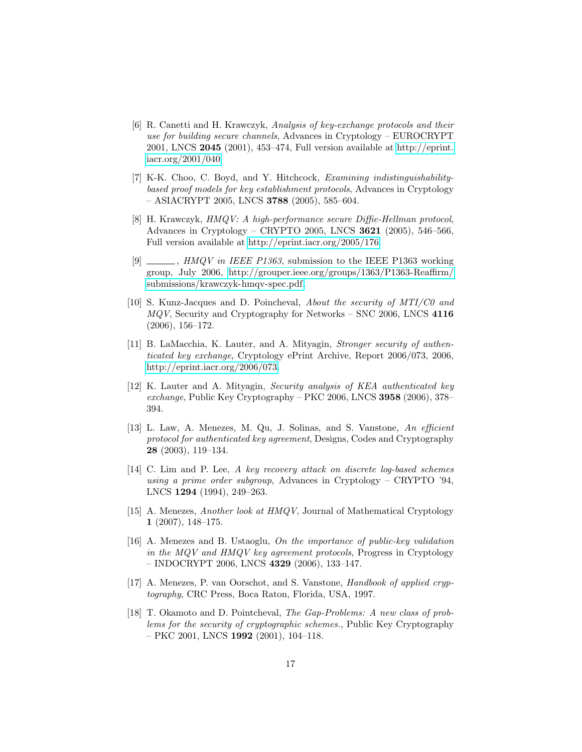[6] R. Canetti and H. Krawczyk, *Analysis of key-exchange protocols and their use for building secure channels*, Advances in Cryptology – EUROCRYPT 2001, LNCS **2045** (2001), 453–474, Full version available at http://eprint.iacr.org/2001/040.

[7] K-K. Choo, C. Boyd, and Y. Hitchcock, *Examining indistinguishability-based proof models for key establishment protocols*, Advances in Cryptology – ASIACRYPT 2005, LNCS **3788** (2005), 585–604.

[8] H. Krawczyk, *HMQV: A high-performance secure Diffie-Hellman protocol*, Advances in Cryptology – CRYPTO 2005, LNCS **3621** (2005), 546–566, Full version available at http://eprint.iacr.org/2005/176.

[9] ______, *HMQV in IEEE P1363*, submission to the IEEE P1363 working group, July 2006, http://grouper.ieee.org/groups/1363/P1363-Reaffirm/submissions/krawczyk-hmqv-spec.pdf.

[10] S. Kunz-Jacques and D. Poincheval, *About the security of MTI/C0 and MQV*, Security and Cryptography for Networks – SNC 2006, LNCS **4116** (2006), 156–172.

[11] B. LaMacchia, K. Lauter, and A. Mityagin, *Stronger security of authenticated key exchange*, Cryptology ePrint Archive, Report 2006/073, 2006, http://eprint.iacr.org/2006/073.

[12] K. Lauter and A. Mityagin, *Security analysis of KEA authenticated key exchange*, Public Key Cryptography – PKC 2006, LNCS **3958** (2006), 378–394.

[13] L. Law, A. Menezes, M. Qu, J. Solinas, and S. Vanstone, *An efficient protocol for authenticated key agreement*, Designs, Codes and Cryptography **28** (2003), 119–134.

[14] C. Lim and P. Lee, *A key recovery attack on discrete log-based schemes using a prime order subgroup*, Advances in Cryptology – CRYPTO '94, LNCS **1294** (1994), 249–263.

[15] A. Menezes, *Another look at HMQV*, Journal of Mathematical Cryptology **1** (2007), 148–175.

[16] A. Menezes and B. Ustaoglu, *On the importance of public-key validation in the MQV and HMQV key agreement protocols*, Progress in Cryptology – INDOCRYPT 2006, LNCS **4329** (2006), 133–147.

[17] A. Menezes, P. van Oorschot, and S. Vanstone, *Handbook of applied cryptography*, CRC Press, Boca Raton, Florida, USA, 1997.

[18] T. Okamoto and D. Pointcheval, *The Gap-Problems: A new class of problems for the security of cryptographic schemes.*, Public Key Cryptography – PKC 2001, LNCS **1992** (2001), 104–118.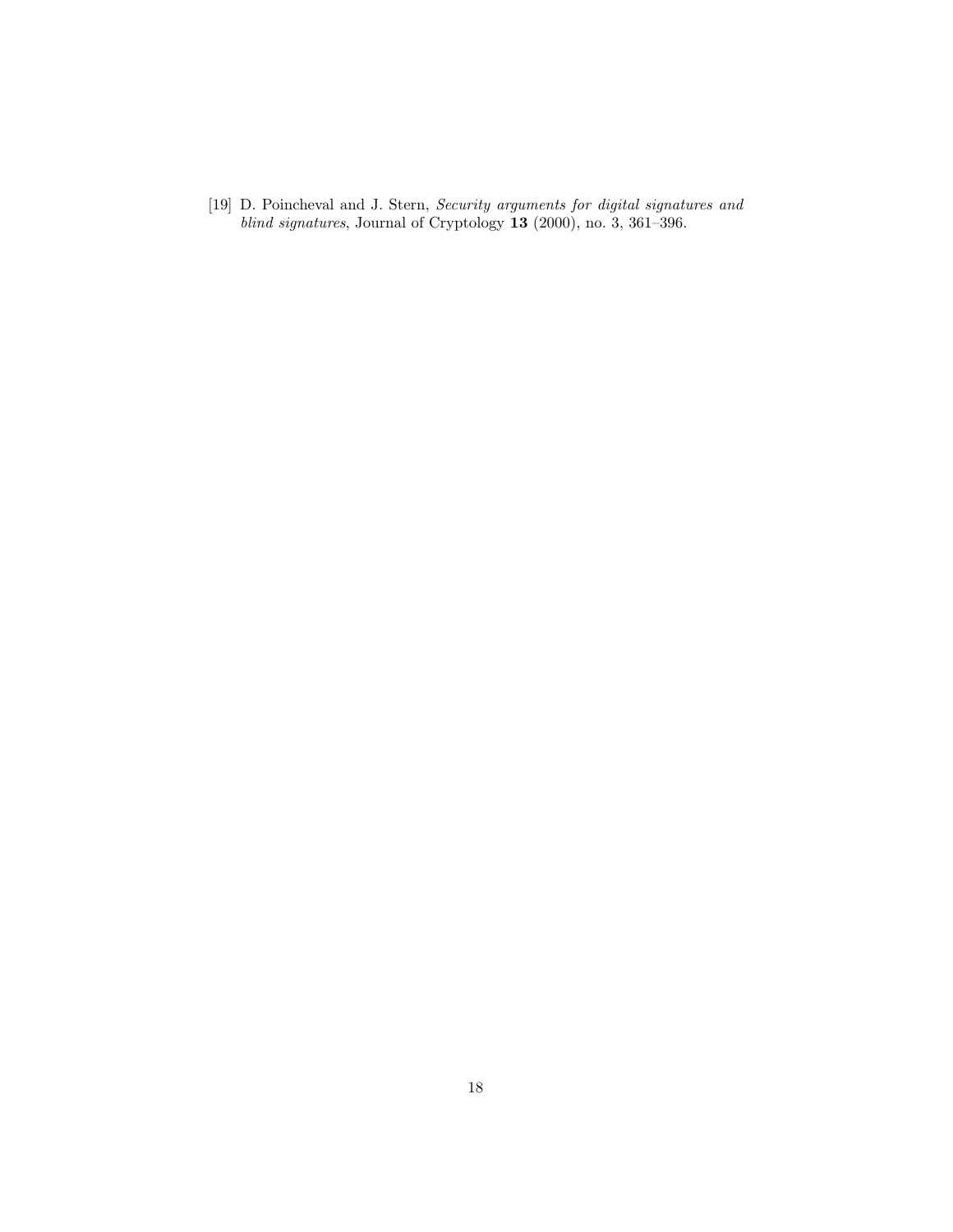[19] D. Pointcheval and J. Stern, *Security arguments for digital signatures and blind signatures*, Journal of Cryptology **13** (2000), no. 3, 361–396.